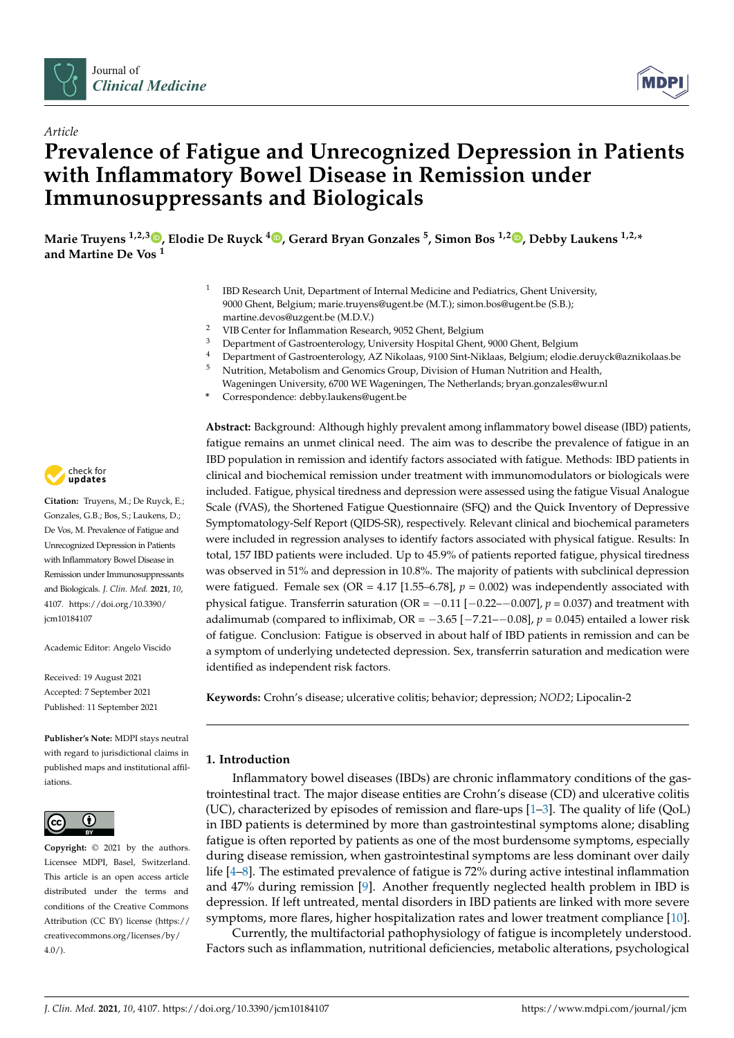*Article*

# Prevalence of Fatigue and Unrecognized Depression in Patients with Inflammatory Bowel Disease in Remission under Immunosuppressants and Biologicals

**Marie Truyens [1,2,3], Elodie De Ruyck [4], Gerard Bryan Gonzales [5], Simon Bos [1,2], Debby Laukens [1,2,*] and Martine De Vos [1]**

1 IBD Research Unit, Department of Internal Medicine and Pediatrics, Ghent University, 9000 Ghent, Belgium; marie.truyens@ugent.be (M.T.); simon.bos@ugent.be (S.B.); martine.devos@uzgent.be (M.D.V.)
2 VIB Center for Inflammation Research, 9052 Ghent, Belgium
3 Department of Gastroenterology, University Hospital Ghent, 9000 Ghent, Belgium
4 Department of Gastroenterology, AZ Nikolaas, 9100 Sint-Niklaas, Belgium; elodie.deruyck@aznikolaas.be
5 Nutrition, Metabolism and Genomics Group, Division of Human Nutrition and Health, Wageningen University, 6700 WE Wageningen, The Netherlands; bryan.gonzales@wur.nl
* Correspondence: debby.laukens@ugent.be

**Citation:** Truyens, M.; De Ruyck, E.; Gonzales, G.B.; Bos, S.; Laukens, D.; De Vos, M. Prevalence of Fatigue and Unrecognized Depression in Patients with Inflammatory Bowel Disease in Remission under Immunosuppressants and Biologicals. *J. Clin. Med.* **2021**, *10*, 4107. https://doi.org/10.3390/jcm10184107

Academic Editor: Angelo Viscido

Received: 19 August 2021
Accepted: 7 September 2021
Published: 11 September 2021

**Publisher's Note:** MDPI stays neutral with regard to jurisdictional claims in published maps and institutional affiliations.

**Copyright:** © 2021 by the authors. Licensee MDPI, Basel, Switzerland. This article is an open access article distributed under the terms and conditions of the Creative Commons Attribution (CC BY) license (https://creativecommons.org/licenses/by/4.0/).

**Abstract:** Background: Although highly prevalent among inflammatory bowel disease (IBD) patients, fatigue remains an unmet clinical need. The aim was to describe the prevalence of fatigue in an IBD population in remission and identify factors associated with fatigue. Methods: IBD patients in clinical and biochemical remission under treatment with immunomodulators or biologicals were included. Fatigue, physical tiredness and depression were assessed using the fatigue Visual Analogue Scale (fVAS), the Shortened Fatigue Questionnaire (SFQ) and the Quick Inventory of Depressive Symptomatology-Self Report (QIDS-SR), respectively. Relevant clinical and biochemical parameters were included in regression analyses to identify factors associated with physical fatigue. Results: In total, 157 IBD patients were included. Up to 45.9% of patients reported fatigue, physical tiredness was observed in 51% and depression in 10.8%. The majority of patients with subclinical depression were fatigued. Female sex (OR = 4.17 [1.55–6.78], $p = 0.002$) was independently associated with physical fatigue. Transferrin saturation (OR = −0.11 [−0.22–−0.007], $p = 0.037$) and treatment with adalimumab (compared to infliximab, OR = −3.65 [−7.21–−0.08], $p = 0.045$) entailed a lower risk of fatigue. Conclusion: Fatigue is observed in about half of IBD patients in remission and can be a symptom of underlying undetected depression. Sex, transferrin saturation and medication were identified as independent risk factors.

**Keywords:** Crohn's disease; ulcerative colitis; behavior; depression; *NOD2*; Lipocalin-2

## 1. Introduction

Inflammatory bowel diseases (IBDs) are chronic inflammatory conditions of the gastrointestinal tract. The major disease entities are Crohn's disease (CD) and ulcerative colitis (UC), characterized by episodes of remission and flare-ups [1–3]. The quality of life (QoL) in IBD patients is determined by more than gastrointestinal symptoms alone; disabling fatigue is often reported by patients as one of the most burdensome symptoms, especially during disease remission, when gastrointestinal symptoms are less dominant over daily life [4–8]. The estimated prevalence of fatigue is 72% during active intestinal inflammation and 47% during remission [9]. Another frequently neglected health problem in IBD is depression. If left untreated, mental disorders in IBD patients are linked with more severe symptoms, more flares, higher hospitalization rates and lower treatment compliance [10].

Currently, the multifactorial pathophysiology of fatigue is incompletely understood. Factors such as inflammation, nutritional deficiencies, metabolic alterations, psychological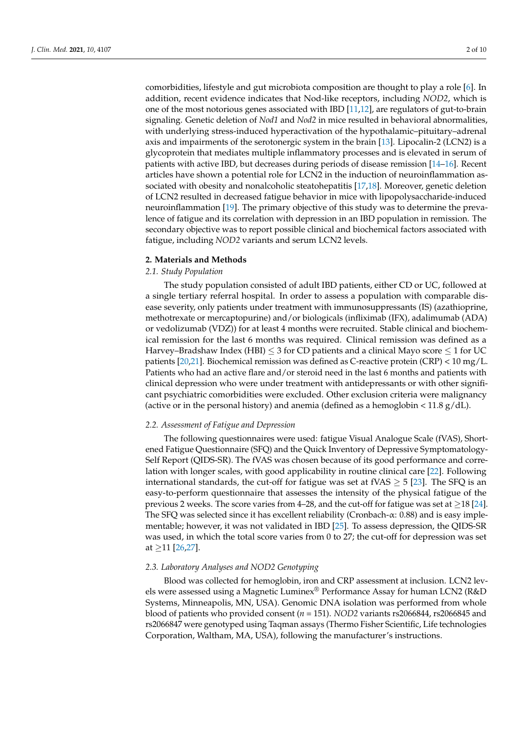comorbidities, lifestyle and gut microbiota composition are thought to play a role [6]. In addition, recent evidence indicates that Nod-like receptors, including *NOD2*, which is one of the most notorious genes associated with IBD [11,12], are regulators of gut-to-brain signaling. Genetic deletion of *Nod1* and *Nod2* in mice resulted in behavioral abnormalities, with underlying stress-induced hyperactivation of the hypothalamic–pituitary–adrenal axis and impairments of the serotonergic system in the brain [13]. Lipocalin-2 (LCN2) is a glycoprotein that mediates multiple inflammatory processes and is elevated in serum of patients with active IBD, but decreases during periods of disease remission [14–16]. Recent articles have shown a potential role for LCN2 in the induction of neuroinflammation associated with obesity and nonalcoholic steatohepatitis [17,18]. Moreover, genetic deletion of LCN2 resulted in decreased fatigue behavior in mice with lipopolysaccharide-induced neuroinflammation [19]. The primary objective of this study was to determine the prevalence of fatigue and its correlation with depression in an IBD population in remission. The secondary objective was to report possible clinical and biochemical factors associated with fatigue, including *NOD2* variants and serum LCN2 levels.

## 2. Materials and Methods

### *2.1. Study Population*

The study population consisted of adult IBD patients, either CD or UC, followed at a single tertiary referral hospital. In order to assess a population with comparable disease severity, only patients under treatment with immunosuppressants (IS) (azathioprine, methotrexate or mercaptopurine) and/or biologicals (infliximab (IFX), adalimumab (ADA) or vedolizumab (VDZ)) for at least 4 months were recruited. Stable clinical and biochemical remission for the last 6 months was required. Clinical remission was defined as a Harvey–Bradshaw Index (HBI) $\leq 3$ for CD patients and a clinical Mayo score $\leq 1$ for UC patients [20,21]. Biochemical remission was defined as C-reactive protein (CRP) < 10 mg/L. Patients who had an active flare and/or steroid need in the last 6 months and patients with clinical depression who were under treatment with antidepressants or with other significant psychiatric comorbidities were excluded. Other exclusion criteria were malignancy (active or in the personal history) and anemia (defined as a hemoglobin < 11.8 g/dL).

### *2.2. Assessment of Fatigue and Depression*

The following questionnaires were used: fatigue Visual Analogue Scale (fVAS), Shortened Fatigue Questionnaire (SFQ) and the Quick Inventory of Depressive Symptomatology-Self Report (QIDS-SR). The fVAS was chosen because of its good performance and correlation with longer scales, with good applicability in routine clinical care [22]. Following international standards, the cut-off for fatigue was set at fVAS $\geq 5$ [23]. The SFQ is an easy-to-perform questionnaire that assesses the intensity of the physical fatigue of the previous 2 weeks. The score varies from 4–28, and the cut-off for fatigue was set at $\geq$18 [24]. The SFQ was selected since it has excellent reliability (Cronbach-$\alpha$: 0.88) and is easy implementable; however, it was not validated in IBD [25]. To assess depression, the QIDS-SR was used, in which the total score varies from 0 to 27; the cut-off for depression was set at $\geq$11 [26,27].

### *2.3. Laboratory Analyses and NOD2 Genotyping*

Blood was collected for hemoglobin, iron and CRP assessment at inclusion. LCN2 levels were assessed using a Magnetic Luminex® Performance Assay for human LCN2 (R&D Systems, Minneapolis, MN, USA). Genomic DNA isolation was performed from whole blood of patients who provided consent (*n* = 151). *NOD2* variants rs2066844, rs2066845 and rs2066847 were genotyped using Taqman assays (Thermo Fisher Scientific, Life technologies Corporation, Waltham, MA, USA), following the manufacturer's instructions.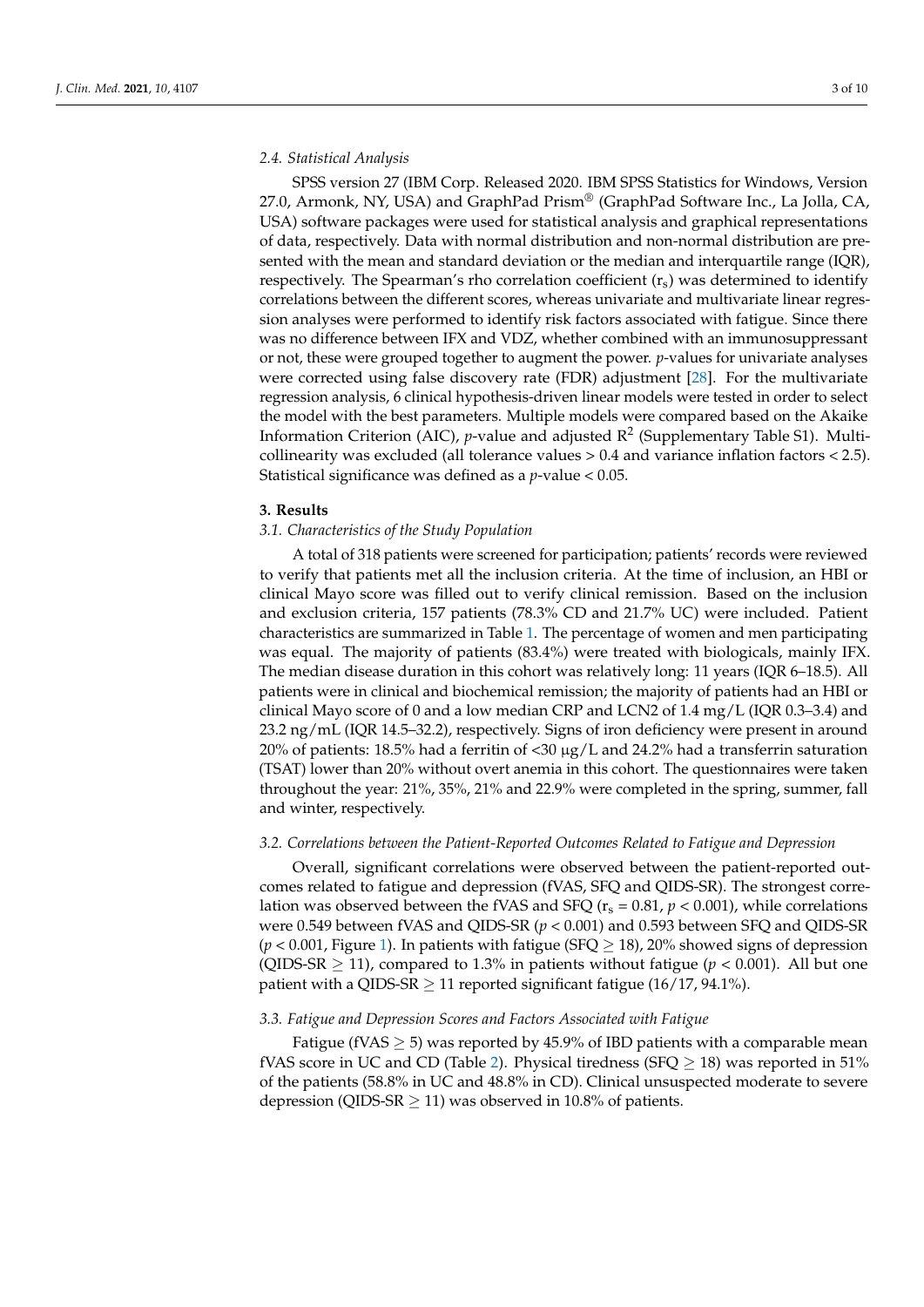### 2.4. Statistical Analysis

SPSS version 27 (IBM Corp. Released 2020. IBM SPSS Statistics for Windows, Version 27.0, Armonk, NY, USA) and GraphPad Prism® (GraphPad Software Inc., La Jolla, CA, USA) software packages were used for statistical analysis and graphical representations of data, respectively. Data with normal distribution and non-normal distribution are presented with the mean and standard deviation or the median and interquartile range (IQR), respectively. The Spearman's rho correlation coefficient ($r_s$) was determined to identify correlations between the different scores, whereas univariate and multivariate linear regression analyses were performed to identify risk factors associated with fatigue. Since there was no difference between IFX and VDZ, whether combined with an immunosuppressant or not, these were grouped together to augment the power. *p*-values for univariate analyses were corrected using false discovery rate (FDR) adjustment [28]. For the multivariate regression analysis, 6 clinical hypothesis-driven linear models were tested in order to select the model with the best parameters. Multiple models were compared based on the Akaike Information Criterion (AIC), *p*-value and adjusted $R^2$ (Supplementary Table S1). Multicollinearity was excluded (all tolerance values > 0.4 and variance inflation factors < 2.5). Statistical significance was defined as a *p*-value < 0.05.

## 3. Results

### 3.1. Characteristics of the Study Population

A total of 318 patients were screened for participation; patients' records were reviewed to verify that patients met all the inclusion criteria. At the time of inclusion, an HBI or clinical Mayo score was filled out to verify clinical remission. Based on the inclusion and exclusion criteria, 157 patients (78.3% CD and 21.7% UC) were included. Patient characteristics are summarized in Table 1. The percentage of women and men participating was equal. The majority of patients (83.4%) were treated with biologicals, mainly IFX. The median disease duration in this cohort was relatively long: 11 years (IQR 6–18.5). All patients were in clinical and biochemical remission; the majority of patients had an HBI or clinical Mayo score of 0 and a low median CRP and LCN2 of 1.4 mg/L (IQR 0.3–3.4) and 23.2 ng/mL (IQR 14.5–32.2), respectively. Signs of iron deficiency were present in around 20% of patients: 18.5% had a ferritin of <30 μg/L and 24.2% had a transferrin saturation (TSAT) lower than 20% without overt anemia in this cohort. The questionnaires were taken throughout the year: 21%, 35%, 21% and 22.9% were completed in the spring, summer, fall and winter, respectively.

### 3.2. Correlations between the Patient-Reported Outcomes Related to Fatigue and Depression

Overall, significant correlations were observed between the patient-reported outcomes related to fatigue and depression (fVAS, SFQ and QIDS-SR). The strongest correlation was observed between the fVAS and SFQ ($r_s = 0.81$, $p < 0.001$), while correlations were 0.549 between fVAS and QIDS-SR ($p < 0.001$) and 0.593 between SFQ and QIDS-SR ($p < 0.001$, Figure 1). In patients with fatigue (SFQ $\geq$ 18), 20% showed signs of depression (QIDS-SR $\geq$ 11), compared to 1.3% in patients without fatigue ($p < 0.001$). All but one patient with a QIDS-SR $\geq$ 11 reported significant fatigue (16/17, 94.1%).

### 3.3. Fatigue and Depression Scores and Factors Associated with Fatigue

Fatigue (fVAS $\geq$ 5) was reported by 45.9% of IBD patients with a comparable mean fVAS score in UC and CD (Table 2). Physical tiredness (SFQ $\geq$ 18) was reported in 51% of the patients (58.8% in UC and 48.8% in CD). Clinical unsuspected moderate to severe depression (QIDS-SR $\geq$ 11) was observed in 10.8% of patients.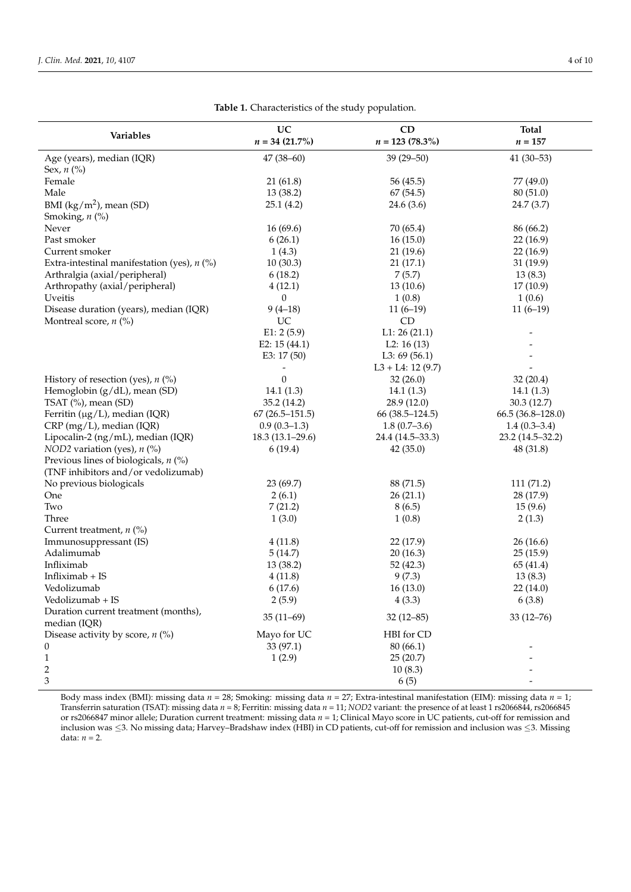**Table 1.** Characteristics of the study population.

| Variables | UC<br>$n$ = 34 (21.7%) | CD<br>$n$ = 123 (78.3%) | Total<br>$n$ = 157 |
|---|---|---|---|
| Age (years), median (IQR) | 47 (38–60) | 39 (29–50) | 41 (30–53) |
| Sex, $n$ (%) | | | |
| Female | 21 (61.8) | 56 (45.5) | 77 (49.0) |
| Male | 13 (38.2) | 67 (54.5) | 80 (51.0) |
| BMI (kg/m$^2$), mean (SD) | 25.1 (4.2) | 24.6 (3.6) | 24.7 (3.7) |
| Smoking, $n$ (%) | | | |
| Never | 16 (69.6) | 70 (65.4) | 86 (66.2) |
| Past smoker | 6 (26.1) | 16 (15.0) | 22 (16.9) |
| Current smoker | 1 (4.3) | 21 (19.6) | 22 (16.9) |
| Extra-intestinal manifestation (yes), $n$ (%) | 10 (30.3) | 21 (17.1) | 31 (19.9) |
| Arthralgia (axial/peripheral) | 6 (18.2) | 7 (5.7) | 13 (8.3) |
| Arthropathy (axial/peripheral) | 4 (12.1) | 13 (10.6) | 17 (10.9) |
| Uveitis | 0 | 1 (0.8) | 1 (0.6) |
| Disease duration (years), median (IQR) | 9 (4–18) | 11 (6–19) | 11 (6–19) |
| Montreal score, $n$ (%) | UC | CD | |
| | E1: 2 (5.9) | L1: 26 (21.1) | - |
| | E2: 15 (44.1) | L2: 16 (13) | - |
| | E3: 17 (50) | L3: 69 (56.1) | - |
| | - | L3 + L4: 12 (9.7) | - |
| History of resection (yes), $n$ (%) | 0 | 32 (26.0) | 32 (20.4) |
| Hemoglobin (g/dL), mean (SD) | 14.1 (1.3) | 14.1 (1.3) | 14.1 (1.3) |
| TSAT (%), mean (SD) | 35.2 (14.2) | 28.9 (12.0) | 30.3 (12.7) |
| Ferritin (μg/L), median (IQR) | 67 (26.5–151.5) | 66 (38.5–124.5) | 66.5 (36.8–128.0) |
| CRP (mg/L), median (IQR) | 0.9 (0.3–1.3) | 1.8 (0.7–3.6) | 1.4 (0.3–3.4) |
| Lipocalin-2 (ng/mL), median (IQR) | 18.3 (13.1–29.6) | 24.4 (14.5–33.3) | 23.2 (14.5–32.2) |
| *NOD2* variation (yes), $n$ (%) | 6 (19.4) | 42 (35.0) | 48 (31.8) |
| Previous lines of biologicals, $n$ (%) (TNF inhibitors and/or vedolizumab) | | | |
| No previous biologicals | 23 (69.7) | 88 (71.5) | 111 (71.2) |
| One | 2 (6.1) | 26 (21.1) | 28 (17.9) |
| Two | 7 (21.2) | 8 (6.5) | 15 (9.6) |
| Three | 1 (3.0) | 1 (0.8) | 2 (1.3) |
| Current treatment, $n$ (%) | | | |
| Immunosuppressant (IS) | 4 (11.8) | 22 (17.9) | 26 (16.6) |
| Adalimumab | 5 (14.7) | 20 (16.3) | 25 (15.9) |
| Infliximab | 13 (38.2) | 52 (42.3) | 65 (41.4) |
| Infliximab + IS | 4 (11.8) | 9 (7.3) | 13 (8.3) |
| Vedolizumab | 6 (17.6) | 16 (13.0) | 22 (14.0) |
| Vedolizumab + IS | 2 (5.9) | 4 (3.3) | 6 (3.8) |
| Duration current treatment (months), median (IQR) | 35 (11–69) | 32 (12–85) | 33 (12–76) |
| Disease activity by score, $n$ (%) | Mayo for UC | HBI for CD | |
| 0 | 33 (97.1) | 80 (66.1) | - |
| 1 | 1 (2.9) | 25 (20.7) | - |
| 2 | | 10 (8.3) | - |
| 3 | | 6 (5) | - |

Body mass index (BMI): missing data $n$ = 28; Smoking: missing data $n$ = 27; Extra-intestinal manifestation (EIM): missing data $n$ = 1; Transferrin saturation (TSAT): missing data $n$ = 8; Ferritin: missing data $n$ = 11; *NOD2* variant: the presence of at least 1 rs2066844, rs2066845 or rs2066847 minor allele; Duration current treatment: missing data $n$ = 1; Clinical Mayo score in UC patients, cut-off for remission and inclusion was ≤3. No missing data; Harvey–Bradshaw index (HBI) in CD patients, cut-off for remission and inclusion was ≤3. Missing data: $n$ = 2.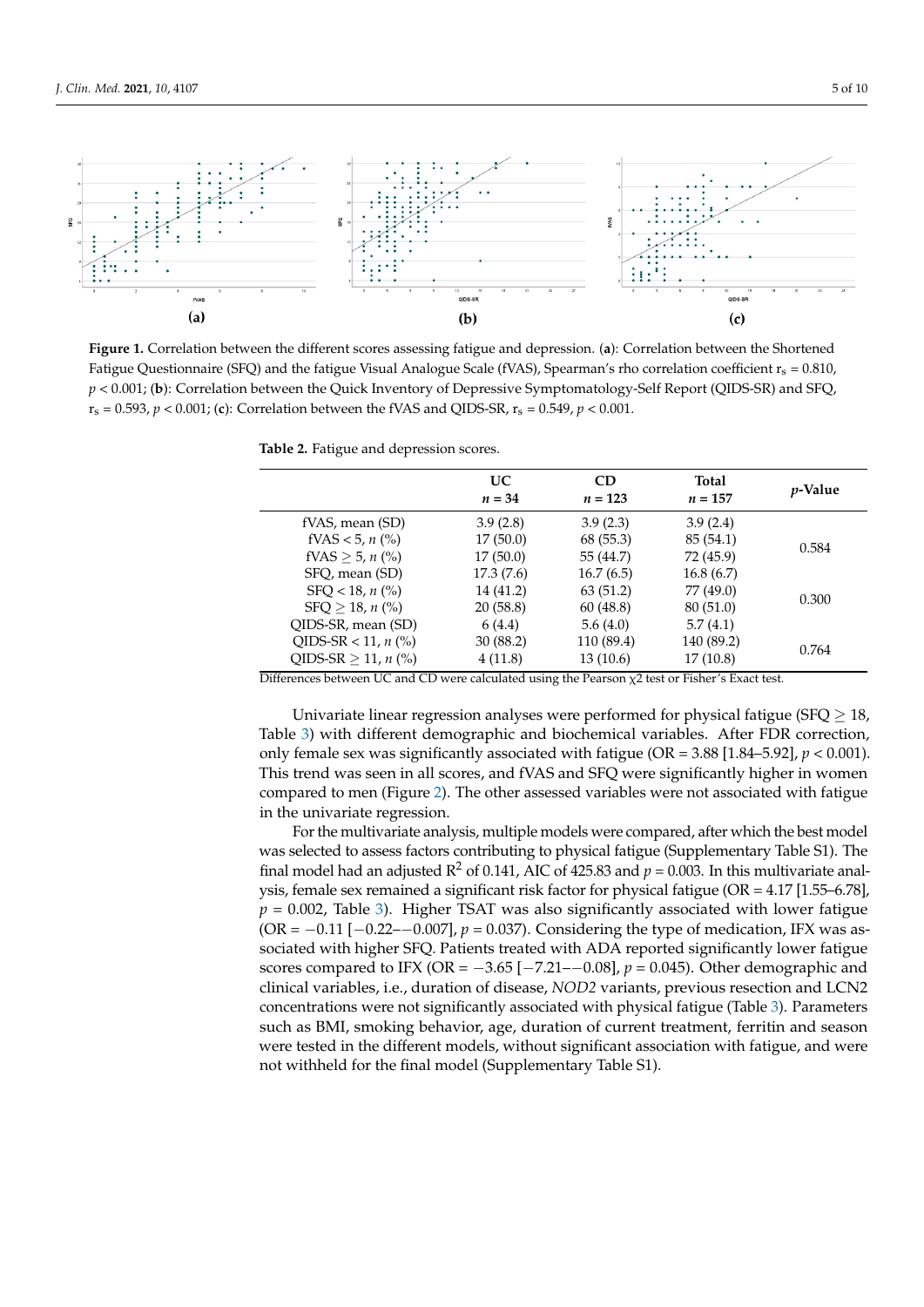**Figure 1.** Correlation between the different scores assessing fatigue and depression. (**a**): Correlation between the Shortened Fatigue Questionnaire (SFQ) and the fatigue Visual Analogue Scale (fVAS), Spearman's rho correlation coefficient $r_s = 0.810$, $p < 0.001$; (**b**): Correlation between the Quick Inventory of Depressive Symptomatology-Self Report (QIDS-SR) and SFQ, $r_s = 0.593$, $p < 0.001$; (**c**): Correlation between the fVAS and QIDS-SR, $r_s = 0.549$, $p < 0.001$.

**Table 2.** Fatigue and depression scores.

| | UC *n* = 34 | CD *n* = 123 | Total *n* = 157 | *p*-Value |
|---|---|---|---|---|
| fVAS, mean (SD) | 3.9 (2.8) | 3.9 (2.3) | 3.9 (2.4) | |
| fVAS < 5, *n* (%) | 17 (50.0) | 68 (55.3) | 85 (54.1) | 0.584 |
| fVAS ≥ 5, *n* (%) | 17 (50.0) | 55 (44.7) | 72 (45.9) | |
| SFQ, mean (SD) | 17.3 (7.6) | 16.7 (6.5) | 16.8 (6.7) | |
| SFQ < 18, *n* (%) | 14 (41.2) | 63 (51.2) | 77 (49.0) | 0.300 |
| SFQ ≥ 18, *n* (%) | 20 (58.8) | 60 (48.8) | 80 (51.0) | |
| QIDS-SR, mean (SD) | 6 (4.4) | 5.6 (4.0) | 5.7 (4.1) | |
| QIDS-SR < 11, *n* (%) | 30 (88.2) | 110 (89.4) | 140 (89.2) | 0.764 |
| QIDS-SR ≥ 11, *n* (%) | 4 (11.8) | 13 (10.6) | 17 (10.8) | |

Differences between UC and CD were calculated using the Pearson $\chi 2$ test or Fisher's Exact test.

Univariate linear regression analyses were performed for physical fatigue (SFQ ≥ 18, Table 3) with different demographic and biochemical variables. After FDR correction, only female sex was significantly associated with fatigue (OR = 3.88 [1.84–5.92], $p < 0.001$). This trend was seen in all scores, and fVAS and SFQ were significantly higher in women compared to men (Figure 2). The other assessed variables were not associated with fatigue in the univariate regression.

For the multivariate analysis, multiple models were compared, after which the best model was selected to assess factors contributing to physical fatigue (Supplementary Table S1). The final model had an adjusted $R^2$ of 0.141, AIC of 425.83 and $p = 0.003$. In this multivariate analysis, female sex remained a significant risk factor for physical fatigue (OR = 4.17 [1.55–6.78], $p = 0.002$, Table 3). Higher TSAT was also significantly associated with lower fatigue (OR = −0.11 [−0.22–−0.007], $p = 0.037$). Considering the type of medication, IFX was associated with higher SFQ. Patients treated with ADA reported significantly lower fatigue scores compared to IFX (OR = −3.65 [−7.21–−0.08], $p = 0.045$). Other demographic and clinical variables, i.e., duration of disease, *NOD2* variants, previous resection and LCN2 concentrations were not significantly associated with physical fatigue (Table 3). Parameters such as BMI, smoking behavior, age, duration of current treatment, ferritin and season were tested in the different models, without significant association with fatigue, and were not withheld for the final model (Supplementary Table S1).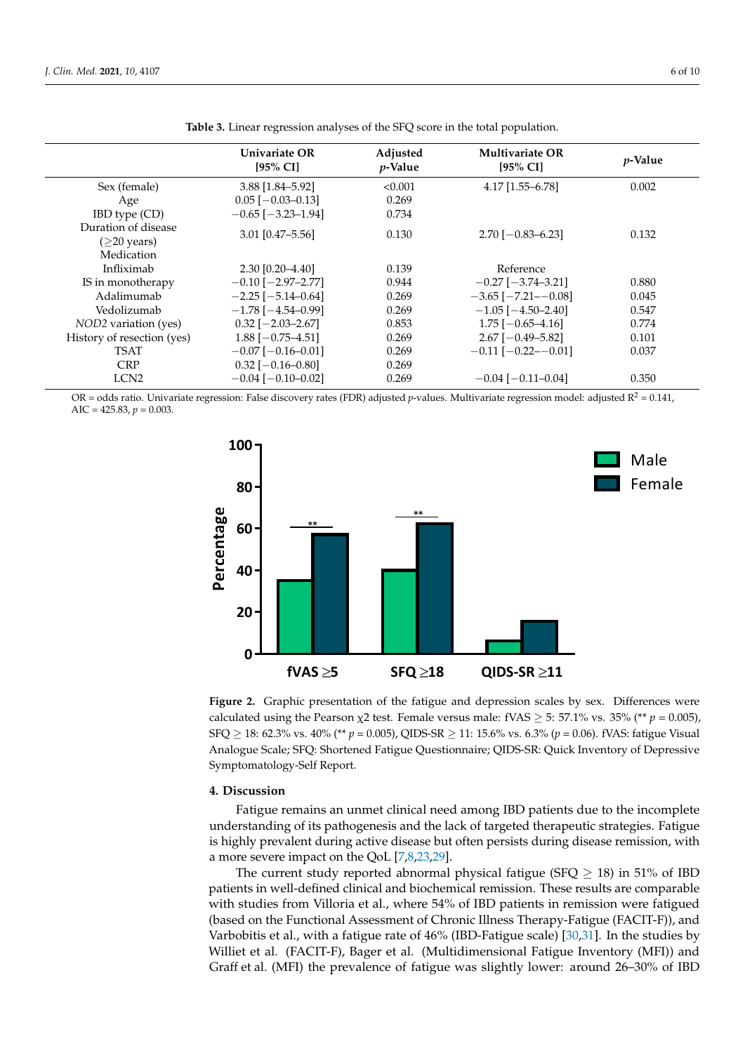**Table 3.** Linear regression analyses of the SFQ score in the total population.

| | Univariate OR [95% CI] | Adjusted *p*-Value | Multivariate OR [95% CI] | *p*-Value |
|---|---|---|---|---|
| Sex (female) | 3.88 [1.84–5.92] | <0.001 | 4.17 [1.55–6.78] | 0.002 |
| Age | 0.05 [−0.03–0.13] | 0.269 | | |
| IBD type (CD) | −0.65 [−3.23–1.94] | 0.734 | | |
| Duration of disease (≥20 years) | 3.01 [0.47–5.56] | 0.130 | 2.70 [−0.83–6.23] | 0.132 |
| Medication | | | | |
| Infliximab | 2.30 [0.20–4.40] | 0.139 | Reference | |
| IS in monotherapy | −0.10 [−2.97–2.77] | 0.944 | −0.27 [−3.74–3.21] | 0.880 |
| Adalimumab | −2.25 [−5.14–0.64] | 0.269 | −3.65 [−7.21–−0.08] | 0.045 |
| Vedolizumab | −1.78 [−4.54–0.99] | 0.269 | −1.05 [−4.50–2.40] | 0.547 |
| *NOD2* variation (yes) | 0.32 [−2.03–2.67] | 0.853 | 1.75 [−0.65–4.16] | 0.774 |
| History of resection (yes) | 1.88 [−0.75–4.51] | 0.269 | 2.67 [−0.49–5.82] | 0.101 |
| TSAT | −0.07 [−0.16–0.01] | 0.269 | −0.11 [−0.22–−0.01] | 0.037 |
| CRP | 0.32 [−0.16–0.80] | 0.269 | | |
| LCN2 | −0.04 [−0.10–0.02] | 0.269 | −0.04 [−0.11–0.04] | 0.350 |

OR = odds ratio. Univariate regression: False discovery rates (FDR) adjusted *p*-values. Multivariate regression model: adjusted $R^2 = 0.141$, AIC = 425.83, $p = 0.003$.

**Figure 2.** Graphic presentation of the fatigue and depression scales by sex. Differences were calculated using the Pearson $\chi 2$ test. Female versus male: fVAS ≥ 5: 57.1% vs. 35% (** $p = 0.005$), SFQ ≥ 18: 62.3% vs. 40% (** $p = 0.005$), QIDS-SR ≥ 11: 15.6% vs. 6.3% ($p = 0.06$). fVAS: fatigue Visual Analogue Scale; SFQ: Shortened Fatigue Questionnaire; QIDS-SR: Quick Inventory of Depressive Symptomatology-Self Report.

## 4. Discussion

Fatigue remains an unmet clinical need among IBD patients due to the incomplete understanding of its pathogenesis and the lack of targeted therapeutic strategies. Fatigue is highly prevalent during active disease but often persists during disease remission, with a more severe impact on the QoL [7,8,23,29].

The current study reported abnormal physical fatigue (SFQ ≥ 18) in 51% of IBD patients in well-defined clinical and biochemical remission. These results are comparable with studies from Villoria et al., where 54% of IBD patients in remission were fatigued (based on the Functional Assessment of Chronic Illness Therapy-Fatigue (FACIT-F)), and Varbobitis et al., with a fatigue rate of 46% (IBD-Fatigue scale) [30,31]. In the studies by Williet et al. (FACIT-F), Bager et al. (Multidimensional Fatigue Inventory (MFI)) and Graff et al. (MFI) the prevalence of fatigue was slightly lower: around 26–30% of IBD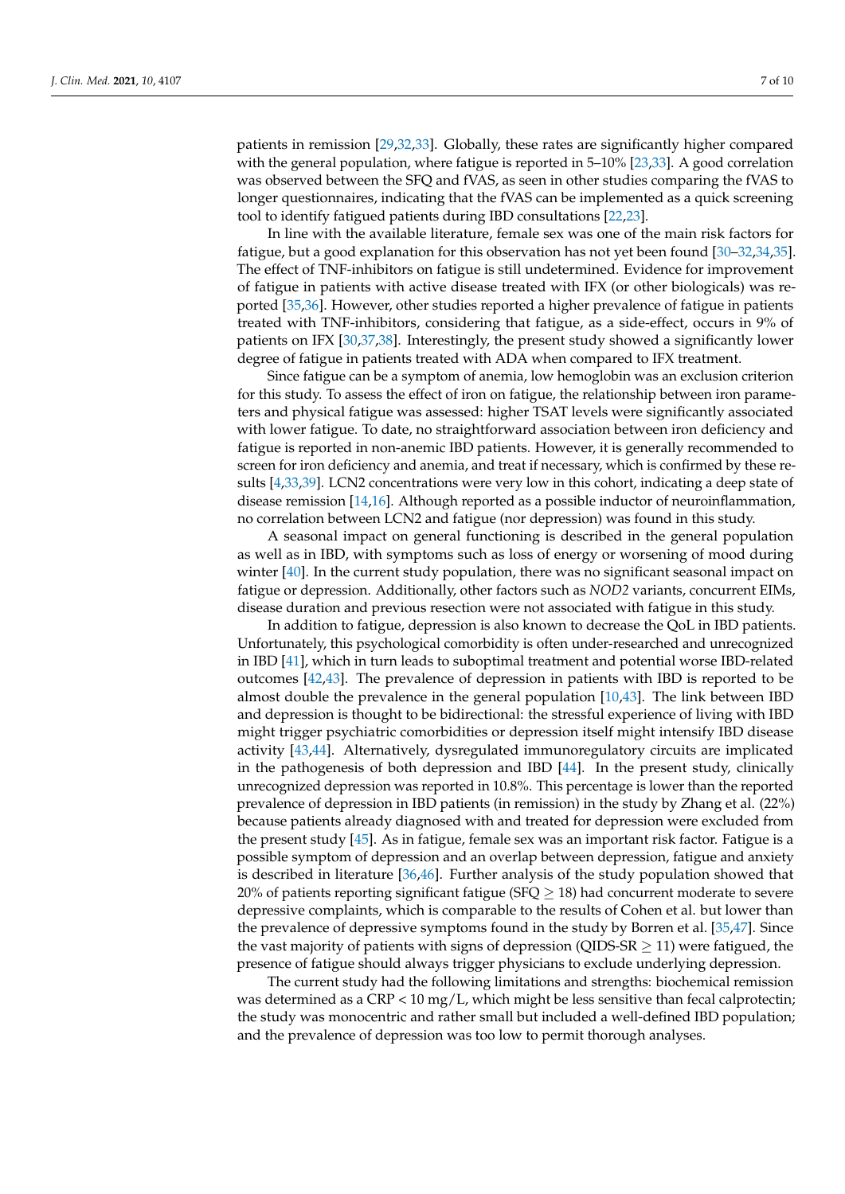patients in remission [29,32,33]. Globally, these rates are significantly higher compared with the general population, where fatigue is reported in 5–10% [23,33]. A good correlation was observed between the SFQ and fVAS, as seen in other studies comparing the fVAS to longer questionnaires, indicating that the fVAS can be implemented as a quick screening tool to identify fatigued patients during IBD consultations [22,23].

In line with the available literature, female sex was one of the main risk factors for fatigue, but a good explanation for this observation has not yet been found [30–32,34,35]. The effect of TNF-inhibitors on fatigue is still undetermined. Evidence for improvement of fatigue in patients with active disease treated with IFX (or other biologicals) was reported [35,36]. However, other studies reported a higher prevalence of fatigue in patients treated with TNF-inhibitors, considering that fatigue, as a side-effect, occurs in 9% of patients on IFX [30,37,38]. Interestingly, the present study showed a significantly lower degree of fatigue in patients treated with ADA when compared to IFX treatment.

Since fatigue can be a symptom of anemia, low hemoglobin was an exclusion criterion for this study. To assess the effect of iron on fatigue, the relationship between iron parameters and physical fatigue was assessed: higher TSAT levels were significantly associated with lower fatigue. To date, no straightforward association between iron deficiency and fatigue is reported in non-anemic IBD patients. However, it is generally recommended to screen for iron deficiency and anemia, and treat if necessary, which is confirmed by these results [4,33,39]. LCN2 concentrations were very low in this cohort, indicating a deep state of disease remission [14,16]. Although reported as a possible inductor of neuroinflammation, no correlation between LCN2 and fatigue (nor depression) was found in this study.

A seasonal impact on general functioning is described in the general population as well as in IBD, with symptoms such as loss of energy or worsening of mood during winter [40]. In the current study population, there was no significant seasonal impact on fatigue or depression. Additionally, other factors such as *NOD2* variants, concurrent EIMs, disease duration and previous resection were not associated with fatigue in this study.

In addition to fatigue, depression is also known to decrease the QoL in IBD patients. Unfortunately, this psychological comorbidity is often under-researched and unrecognized in IBD [41], which in turn leads to suboptimal treatment and potential worse IBD-related outcomes [42,43]. The prevalence of depression in patients with IBD is reported to be almost double the prevalence in the general population [10,43]. The link between IBD and depression is thought to be bidirectional: the stressful experience of living with IBD might trigger psychiatric comorbidities or depression itself might intensify IBD disease activity [43,44]. Alternatively, dysregulated immunoregulatory circuits are implicated in the pathogenesis of both depression and IBD [44]. In the present study, clinically unrecognized depression was reported in 10.8%. This percentage is lower than the reported prevalence of depression in IBD patients (in remission) in the study by Zhang et al. (22%) because patients already diagnosed with and treated for depression were excluded from the present study [45]. As in fatigue, female sex was an important risk factor. Fatigue is a possible symptom of depression and an overlap between depression, fatigue and anxiety is described in literature [36,46]. Further analysis of the study population showed that 20% of patients reporting significant fatigue (SFQ $\geq$ 18) had concurrent moderate to severe depressive complaints, which is comparable to the results of Cohen et al. but lower than the prevalence of depressive symptoms found in the study by Borren et al. [35,47]. Since the vast majority of patients with signs of depression (QIDS-SR $\geq$ 11) were fatigued, the presence of fatigue should always trigger physicians to exclude underlying depression.

The current study had the following limitations and strengths: biochemical remission was determined as a CRP < 10 mg/L, which might be less sensitive than fecal calprotectin; the study was monocentric and rather small but included a well-defined IBD population; and the prevalence of depression was too low to permit thorough analyses.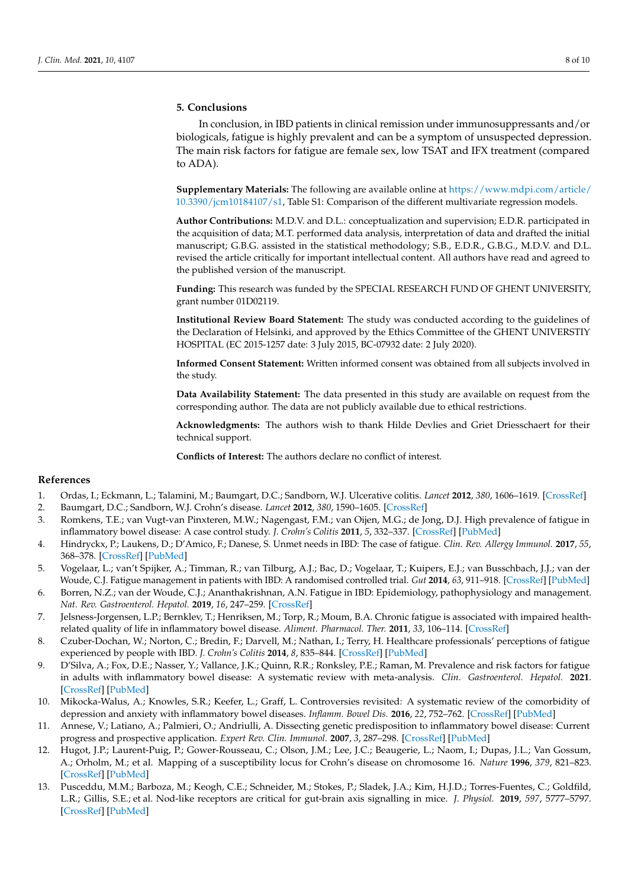## 5. Conclusions

In conclusion, in IBD patients in clinical remission under immunosuppressants and/or biologicals, fatigue is highly prevalent and can be a symptom of unsuspected depression. The main risk factors for fatigue are female sex, low TSAT and IFX treatment (compared to ADA).

**Supplementary Materials:** The following are available online at https://www.mdpi.com/article/10.3390/jcm10184107/s1, Table S1: Comparison of the different multivariate regression models.

**Author Contributions:** M.D.V. and D.L.: conceptualization and supervision; E.D.R. participated in the acquisition of data; M.T. performed data analysis, interpretation of data and drafted the initial manuscript; G.B.G. assisted in the statistical methodology; S.B., E.D.R., G.B.G., M.D.V. and D.L. revised the article critically for important intellectual content. All authors have read and agreed to the published version of the manuscript.

**Funding:** This research was funded by the SPECIAL RESEARCH FUND OF GHENT UNIVERSITY, grant number 01D02119.

**Institutional Review Board Statement:** The study was conducted according to the guidelines of the Declaration of Helsinki, and approved by the Ethics Committee of the GHENT UNIVERSTIY HOSPITAL (EC 2015-1257 date: 3 July 2015, BC-07932 date: 2 July 2020).

**Informed Consent Statement:** Written informed consent was obtained from all subjects involved in the study.

**Data Availability Statement:** The data presented in this study are available on request from the corresponding author. The data are not publicly available due to ethical restrictions.

**Acknowledgments:** The authors wish to thank Hilde Devlies and Griet Driesschaert for their technical support.

**Conflicts of Interest:** The authors declare no conflict of interest.

## References

1. Ordas, I.; Eckmann, L.; Talamini, M.; Baumgart, D.C.; Sandborn, W.J. Ulcerative colitis. *Lancet* **2012**, *380*, 1606–1619. [CrossRef]
2. Baumgart, D.C.; Sandborn, W.J. Crohn's disease. *Lancet* **2012**, *380*, 1590–1605. [CrossRef]
3. Romkens, T.E.; van Vugt-van Pinxteren, M.W.; Nagengast, F.M.; van Oijen, M.G.; de Jong, D.J. High prevalence of fatigue in inflammatory bowel disease: A case control study. *J. Crohn's Colitis* **2011**, *5*, 332–337. [CrossRef] [PubMed]
4. Hindryckx, P.; Laukens, D.; D'Amico, F.; Danese, S. Unmet needs in IBD: The case of fatigue. *Clin. Rev. Allergy Immunol.* **2017**, *55*, 368–378. [CrossRef] [PubMed]
5. Vogelaar, L.; van't Spijker, A.; Timman, R.; van Tilburg, A.J.; Bac, D.; Vogelaar, T.; Kuipers, E.J.; van Busschbach, J.J.; van der Woude, C.J. Fatigue management in patients with IBD: A randomised controlled trial. *Gut* **2014**, *63*, 911–918. [CrossRef] [PubMed]
6. Borren, N.Z.; van der Woude, C.J.; Ananthakrishnan, A.N. Fatigue in IBD: Epidemiology, pathophysiology and management. *Nat. Rev. Gastroenterol. Hepatol.* **2019**, *16*, 247–259. [CrossRef]
7. Jelsness-Jorgensen, L.P.; Bernklev, T.; Henriksen, M.; Torp, R.; Moum, B.A. Chronic fatigue is associated with impaired health-related quality of life in inflammatory bowel disease. *Aliment. Pharmacol. Ther.* **2011**, *33*, 106–114. [CrossRef]
8. Czuber-Dochan, W.; Norton, C.; Bredin, F.; Darvell, M.; Nathan, I.; Terry, H. Healthcare professionals' perceptions of fatigue experienced by people with IBD. *J. Crohn's Colitis* **2014**, *8*, 835–844. [CrossRef] [PubMed]
9. D'Silva, A.; Fox, D.E.; Nasser, Y.; Vallance, J.K.; Quinn, R.R.; Ronksley, P.E.; Raman, M. Prevalence and risk factors for fatigue in adults with inflammatory bowel disease: A systematic review with meta-analysis. *Clin. Gastroenterol. Hepatol.* **2021**. [CrossRef] [PubMed]
10. Mikocka-Walus, A.; Knowles, S.R.; Keefer, L.; Graff, L. Controversies revisited: A systematic review of the comorbidity of depression and anxiety with inflammatory bowel diseases. *Inflamm. Bowel Dis.* **2016**, *22*, 752–762. [CrossRef] [PubMed]
11. Annese, V.; Latiano, A.; Palmieri, O.; Andriulli, A. Dissecting genetic predisposition to inflammatory bowel disease: Current progress and prospective application. *Expert Rev. Clin. Immunol.* **2007**, *3*, 287–298. [CrossRef] [PubMed]
12. Hugot, J.P.; Laurent-Puig, P.; Gower-Rousseau, C.; Olson, J.M.; Lee, J.C.; Beaugerie, L.; Naom, I.; Dupas, J.L.; Van Gossum, A.; Orholm, M.; et al. Mapping of a susceptibility locus for Crohn's disease on chromosome 16. *Nature* **1996**, *379*, 821–823. [CrossRef] [PubMed]
13. Pusceddu, M.M.; Barboza, M.; Keogh, C.E.; Schneider, M.; Stokes, P.; Sladek, J.A.; Kim, H.J.D.; Torres-Fuentes, C.; Goldfild, L.R.; Gillis, S.E.; et al. Nod-like receptors are critical for gut-brain axis signalling in mice. *J. Physiol.* **2019**, *597*, 5777–5797. [CrossRef] [PubMed]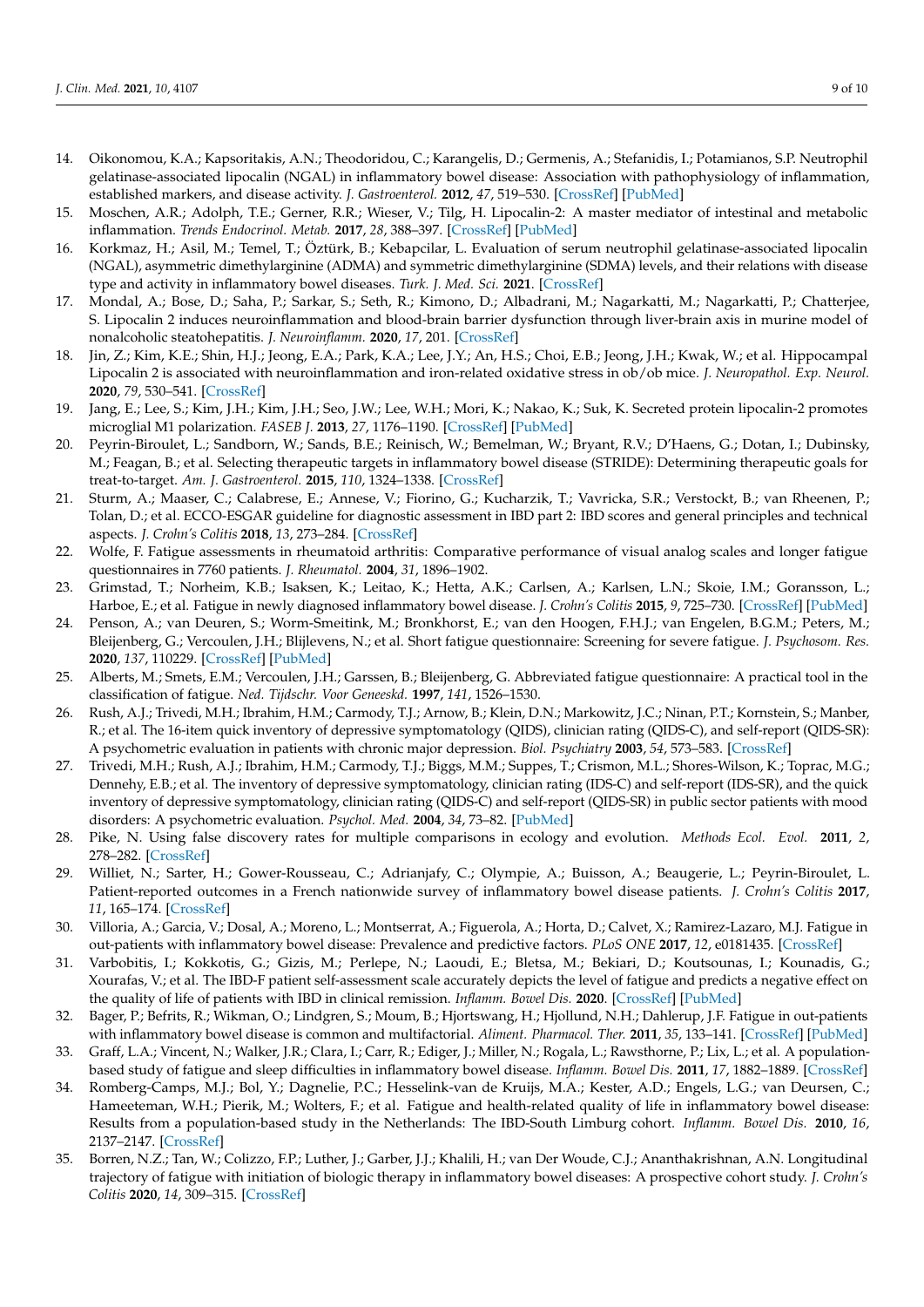14. Oikonomou, K.A.; Kapsoritakis, A.N.; Theodoridou, C.; Karangelis, D.; Germenis, A.; Stefanidis, I.; Potamianos, S.P. Neutrophil gelatinase-associated lipocalin (NGAL) in inflammatory bowel disease: Association with pathophysiology of inflammation, established markers, and disease activity. *J. Gastroenterol.* **2012**, *47*, 519–530. [CrossRef] [PubMed]
15. Moschen, A.R.; Adolph, T.E.; Gerner, R.R.; Wieser, V.; Tilg, H. Lipocalin-2: A master mediator of intestinal and metabolic inflammation. *Trends Endocrinol. Metab.* **2017**, *28*, 388–397. [CrossRef] [PubMed]
16. Korkmaz, H.; Asil, M.; Temel, T.; Öztürk, B.; Kebapcilar, L. Evaluation of serum neutrophil gelatinase-associated lipocalin (NGAL), asymmetric dimethylarginine (ADMA) and symmetric dimethylarginine (SDMA) levels, and their relations with disease type and activity in inflammatory bowel diseases. *Turk. J. Med. Sci.* **2021**. [CrossRef]
17. Mondal, A.; Bose, D.; Saha, P.; Sarkar, S.; Seth, R.; Kimono, D.; Albadrani, M.; Nagarkatti, M.; Nagarkatti, P.; Chatterjee, S. Lipocalin 2 induces neuroinflammation and blood-brain barrier dysfunction through liver-brain axis in murine model of nonalcoholic steatohepatitis. *J. Neuroinflamm.* **2020**, *17*, 201. [CrossRef]
18. Jin, Z.; Kim, K.E.; Shin, H.J.; Jeong, E.A.; Park, K.A.; Lee, J.Y.; An, H.S.; Choi, E.B.; Jeong, J.H.; Kwak, W.; et al. Hippocampal Lipocalin 2 is associated with neuroinflammation and iron-related oxidative stress in ob/ob mice. *J. Neuropathol. Exp. Neurol.* **2020**, *79*, 530–541. [CrossRef]
19. Jang, E.; Lee, S.; Kim, J.H.; Kim, J.H.; Seo, J.W.; Lee, W.H.; Mori, K.; Nakao, K.; Suk, K. Secreted protein lipocalin-2 promotes microglial M1 polarization. *FASEB J.* **2013**, *27*, 1176–1190. [CrossRef] [PubMed]
20. Peyrin-Biroulet, L.; Sandborn, W.; Sands, B.E.; Reinisch, W.; Bemelman, W.; Bryant, R.V.; D'Haens, G.; Dotan, I.; Dubinsky, M.; Feagan, B.; et al. Selecting therapeutic targets in inflammatory bowel disease (STRIDE): Determining therapeutic goals for treat-to-target. *Am. J. Gastroenterol.* **2015**, *110*, 1324–1338. [CrossRef]
21. Sturm, A.; Maaser, C.; Calabrese, E.; Annese, V.; Fiorino, G.; Kucharzik, T.; Vavricka, S.R.; Verstockt, B.; van Rheenen, P.; Tolan, D.; et al. ECCO-ESGAR guideline for diagnostic assessment in IBD part 2: IBD scores and general principles and technical aspects. *J. Crohn's Colitis* **2018**, *13*, 273–284. [CrossRef]
22. Wolfe, F. Fatigue assessments in rheumatoid arthritis: Comparative performance of visual analog scales and longer fatigue questionnaires in 7760 patients. *J. Rheumatol.* **2004**, *31*, 1896–1902.
23. Grimstad, T.; Norheim, K.B.; Isaksen, K.; Leitao, K.; Hetta, A.K.; Carlsen, A.; Karlsen, L.N.; Skoie, I.M.; Goransson, L.; Harboe, E.; et al. Fatigue in newly diagnosed inflammatory bowel disease. *J. Crohn's Colitis* **2015**, *9*, 725–730. [CrossRef] [PubMed]
24. Penson, A.; van Deuren, S.; Worm-Smeitink, M.; Bronkhorst, E.; van den Hoogen, F.H.J.; van Engelen, B.G.M.; Peters, M.; Bleijenberg, G.; Vercoulen, J.H.; Blijlevens, N.; et al. Short fatigue questionnaire: Screening for severe fatigue. *J. Psychosom. Res.* **2020**, *137*, 110229. [CrossRef] [PubMed]
25. Alberts, M.; Smets, E.M.; Vercoulen, J.H.; Garssen, B.; Bleijenberg, G. Abbreviated fatigue questionnaire: A practical tool in the classification of fatigue. *Ned. Tijdschr. Voor Geneeskd.* **1997**, *141*, 1526–1530.
26. Rush, A.J.; Trivedi, M.H.; Ibrahim, H.M.; Carmody, T.J.; Arnow, B.; Klein, D.N.; Markowitz, J.C.; Ninan, P.T.; Kornstein, S.; Manber, R.; et al. The 16-item quick inventory of depressive symptomatology (QIDS), clinician rating (QIDS-C), and self-report (QIDS-SR): A psychometric evaluation in patients with chronic major depression. *Biol. Psychiatry* **2003**, *54*, 573–583. [CrossRef]
27. Trivedi, M.H.; Rush, A.J.; Ibrahim, H.M.; Carmody, T.J.; Biggs, M.M.; Suppes, T.; Crismon, M.L.; Shores-Wilson, K.; Toprac, M.G.; Dennehy, E.B.; et al. The inventory of depressive symptomatology, clinician rating (IDS-C) and self-report (IDS-SR), and the quick inventory of depressive symptomatology, clinician rating (QIDS-C) and self-report (QIDS-SR) in public sector patients with mood disorders: A psychometric evaluation. *Psychol. Med.* **2004**, *34*, 73–82. [PubMed]
28. Pike, N. Using false discovery rates for multiple comparisons in ecology and evolution. *Methods Ecol. Evol.* **2011**, *2*, 278–282. [CrossRef]
29. Williet, N.; Sarter, H.; Gower-Rousseau, C.; Adrianjafy, C.; Olympie, A.; Buisson, A.; Beaugerie, L.; Peyrin-Biroulet, L. Patient-reported outcomes in a French nationwide survey of inflammatory bowel disease patients. *J. Crohn's Colitis* **2017**, *11*, 165–174. [CrossRef]
30. Villoria, A.; Garcia, V.; Dosal, A.; Moreno, L.; Montserrat, A.; Figuerola, A.; Horta, D.; Calvet, X.; Ramirez-Lazaro, M.J. Fatigue in out-patients with inflammatory bowel disease: Prevalence and predictive factors. *PLoS ONE* **2017**, *12*, e0181435. [CrossRef]
31. Varbobitis, I.; Kokkotis, G.; Gizis, M.; Perlepe, N.; Laoudi, E.; Bletsa, M.; Bekiari, D.; Koutsounas, I.; Kounadis, G.; Xourafas, V.; et al. The IBD-F patient self-assessment scale accurately depicts the level of fatigue and predicts a negative effect on the quality of life of patients with IBD in clinical remission. *Inflamm. Bowel Dis.* **2020**. [CrossRef] [PubMed]
32. Bager, P.; Befrits, R.; Wikman, O.; Lindgren, S.; Moum, B.; Hjortswang, H.; Hjollund, N.H.; Dahlerup, J.F. Fatigue in out-patients with inflammatory bowel disease is common and multifactorial. *Aliment. Pharmacol. Ther.* **2011**, *35*, 133–141. [CrossRef] [PubMed]
33. Graff, L.A.; Vincent, N.; Walker, J.R.; Clara, I.; Carr, R.; Ediger, J.; Miller, N.; Rogala, L.; Rawsthorne, P.; Lix, L.; et al. A population-based study of fatigue and sleep difficulties in inflammatory bowel disease. *Inflamm. Bowel Dis.* **2011**, *17*, 1882–1889. [CrossRef]
34. Romberg-Camps, M.J.; Bol, Y.; Dagnelie, P.C.; Hesselink-van de Kruijs, M.A.; Kester, A.D.; Engels, L.G.; van Deursen, C.; Hameeteman, W.H.; Pierik, M.; Wolters, F.; et al. Fatigue and health-related quality of life in inflammatory bowel disease: Results from a population-based study in the Netherlands: The IBD-South Limburg cohort. *Inflamm. Bowel Dis.* **2010**, *16*, 2137–2147. [CrossRef]
35. Borren, N.Z.; Tan, W.; Colizzo, F.P.; Luther, J.; Garber, J.J.; Khalili, H.; van Der Woude, C.J.; Ananthakrishnan, A.N. Longitudinal trajectory of fatigue with initiation of biologic therapy in inflammatory bowel diseases: A prospective cohort study. *J. Crohn's Colitis* **2020**, *14*, 309–315. [CrossRef]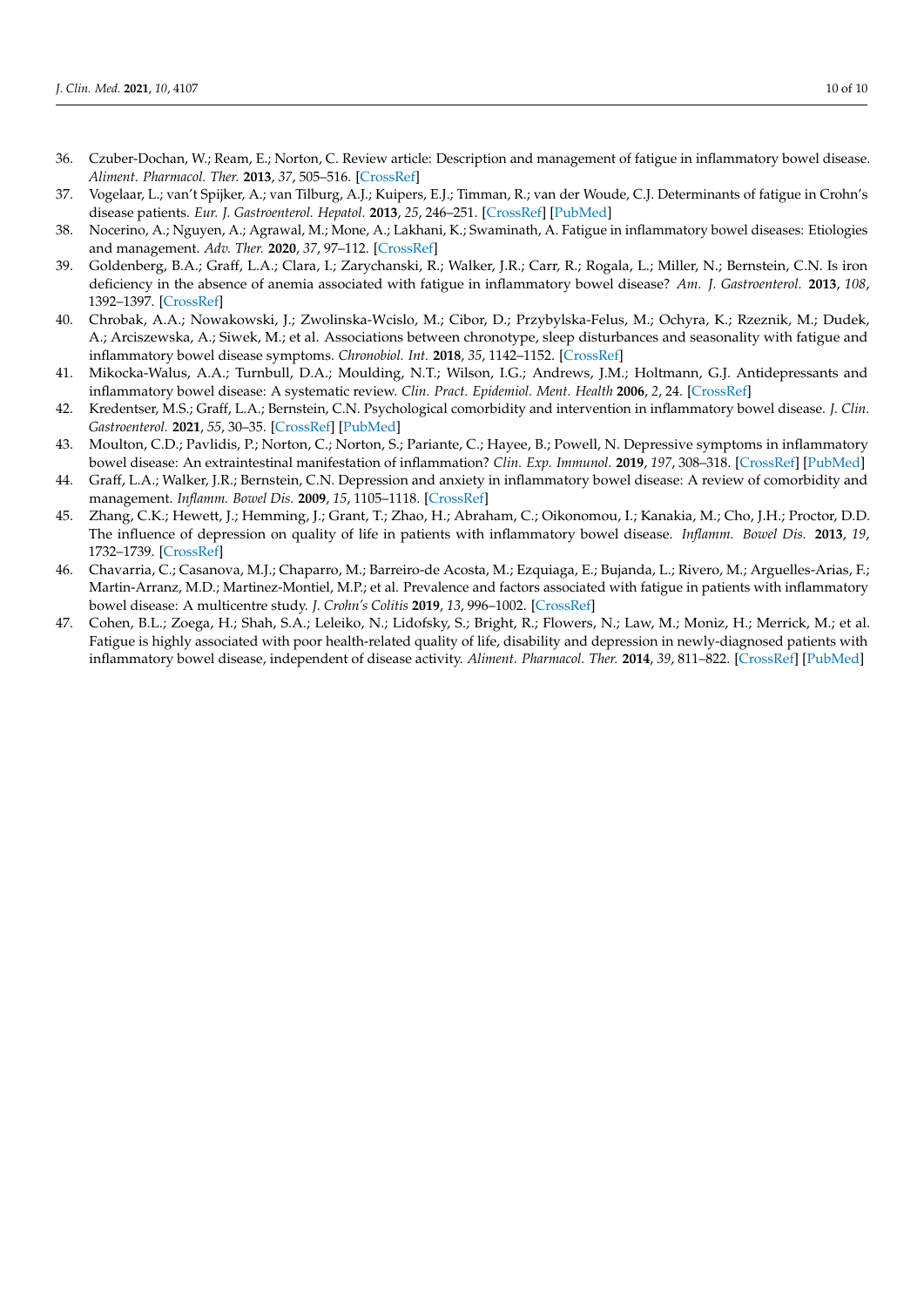36. Czuber-Dochan, W.; Ream, E.; Norton, C. Review article: Description and management of fatigue in inflammatory bowel disease. *Aliment. Pharmacol. Ther.* **2013**, *37*, 505–516. [CrossRef]
37. Vogelaar, L.; van't Spijker, A.; van Tilburg, A.J.; Kuipers, E.J.; Timman, R.; van der Woude, C.J. Determinants of fatigue in Crohn's disease patients. *Eur. J. Gastroenterol. Hepatol.* **2013**, *25*, 246–251. [CrossRef] [PubMed]
38. Nocerino, A.; Nguyen, A.; Agrawal, M.; Mone, A.; Lakhani, K.; Swaminath, A. Fatigue in inflammatory bowel diseases: Etiologies and management. *Adv. Ther.* **2020**, *37*, 97–112. [CrossRef]
39. Goldenberg, B.A.; Graff, L.A.; Clara, I.; Zarychanski, R.; Walker, J.R.; Carr, R.; Rogala, L.; Miller, N.; Bernstein, C.N. Is iron deficiency in the absence of anemia associated with fatigue in inflammatory bowel disease? *Am. J. Gastroenterol.* **2013**, *108*, 1392–1397. [CrossRef]
40. Chrobak, A.A.; Nowakowski, J.; Zwolinska-Wcislo, M.; Cibor, D.; Przybylska-Felus, M.; Ochyra, K.; Rzeznik, M.; Dudek, A.; Arciszewska, A.; Siwek, M.; et al. Associations between chronotype, sleep disturbances and seasonality with fatigue and inflammatory bowel disease symptoms. *Chronobiol. Int.* **2018**, *35*, 1142–1152. [CrossRef]
41. Mikocka-Walus, A.A.; Turnbull, D.A.; Moulding, N.T.; Wilson, I.G.; Andrews, J.M.; Holtmann, G.J. Antidepressants and inflammatory bowel disease: A systematic review. *Clin. Pract. Epidemiol. Ment. Health* **2006**, *2*, 24. [CrossRef]
42. Kredentser, M.S.; Graff, L.A.; Bernstein, C.N. Psychological comorbidity and intervention in inflammatory bowel disease. *J. Clin. Gastroenterol.* **2021**, *55*, 30–35. [CrossRef] [PubMed]
43. Moulton, C.D.; Pavlidis, P.; Norton, C.; Norton, S.; Pariante, C.; Hayee, B.; Powell, N. Depressive symptoms in inflammatory bowel disease: An extraintestinal manifestation of inflammation? *Clin. Exp. Immunol.* **2019**, *197*, 308–318. [CrossRef] [PubMed]
44. Graff, L.A.; Walker, J.R.; Bernstein, C.N. Depression and anxiety in inflammatory bowel disease: A review of comorbidity and management. *Inflamm. Bowel Dis.* **2009**, *15*, 1105–1118. [CrossRef]
45. Zhang, C.K.; Hewett, J.; Hemming, J.; Grant, T.; Zhao, H.; Abraham, C.; Oikonomou, I.; Kanakia, M.; Cho, J.H.; Proctor, D.D. The influence of depression on quality of life in patients with inflammatory bowel disease. *Inflamm. Bowel Dis.* **2013**, *19*, 1732–1739. [CrossRef]
46. Chavarria, C.; Casanova, M.J.; Chaparro, M.; Barreiro-de Acosta, M.; Ezquiaga, E.; Bujanda, L.; Rivero, M.; Arguelles-Arias, F.; Martin-Arranz, M.D.; Martinez-Montiel, M.P.; et al. Prevalence and factors associated with fatigue in patients with inflammatory bowel disease: A multicentre study. *J. Crohn's Colitis* **2019**, *13*, 996–1002. [CrossRef]
47. Cohen, B.L.; Zoega, H.; Shah, S.A.; Leleiko, N.; Lidofsky, S.; Bright, R.; Flowers, N.; Law, M.; Moniz, H.; Merrick, M.; et al. Fatigue is highly associated with poor health-related quality of life, disability and depression in newly-diagnosed patients with inflammatory bowel disease, independent of disease activity. *Aliment. Pharmacol. Ther.* **2014**, *39*, 811–822. [CrossRef] [PubMed]